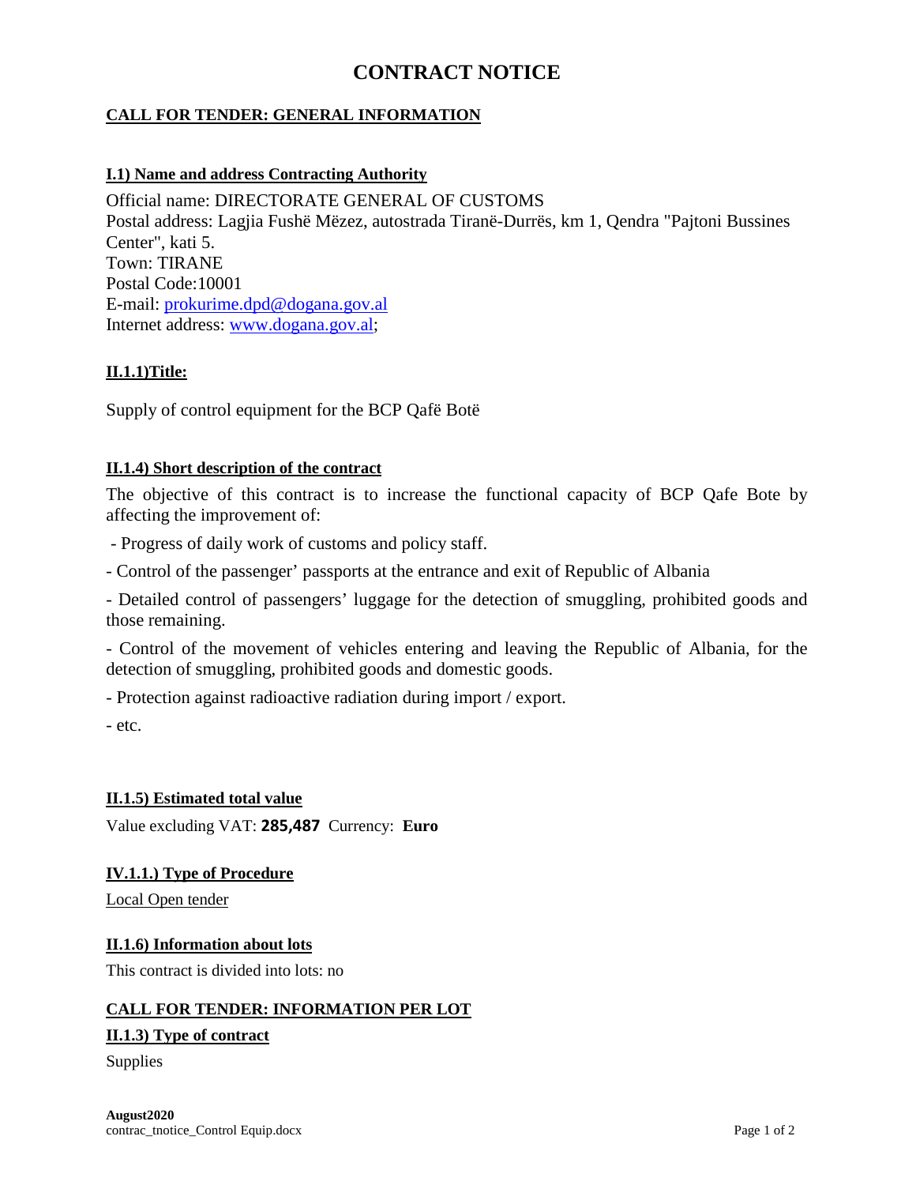# CONTRACT NOTICE

## CALL FOR TENDER: GENERAL INFORMATION

### I.1) Name and address Contracting Authority

Official name: DIRECTORATE GENERAL OF CUSTOMS
Postal address: Lagjia Fushë Mëzez, autostrada Tiranë-Durrës, km 1, Qendra "Pajtoni Bussines Center", kati 5.
Town: TIRANE
Postal Code:10001
E-mail: prokurime.dpd@dogana.gov.al
Internet address: www.dogana.gov.al;

### II.1.1)Title:

Supply of control equipment for the BCP Qafë Botë

### II.1.4) Short description of the contract

The objective of this contract is to increase the functional capacity of BCP Qafe Bote by affecting the improvement of:

- Progress of daily work of customs and policy staff.
- Control of the passenger' passports at the entrance and exit of Republic of Albania
- Detailed control of passengers' luggage for the detection of smuggling, prohibited goods and those remaining.
- Control of the movement of vehicles entering and leaving the Republic of Albania, for the detection of smuggling, prohibited goods and domestic goods.
- Protection against radioactive radiation during import / export.
- etc.

### II.1.5) Estimated total value

Value excluding VAT: **285,487** Currency: **Euro**

### IV.1.1.) Type of Procedure

Local Open tender

### II.1.6) Information about lots

This contract is divided into lots: no

## CALL FOR TENDER: INFORMATION PER LOT

### II.1.3) Type of contract

Supplies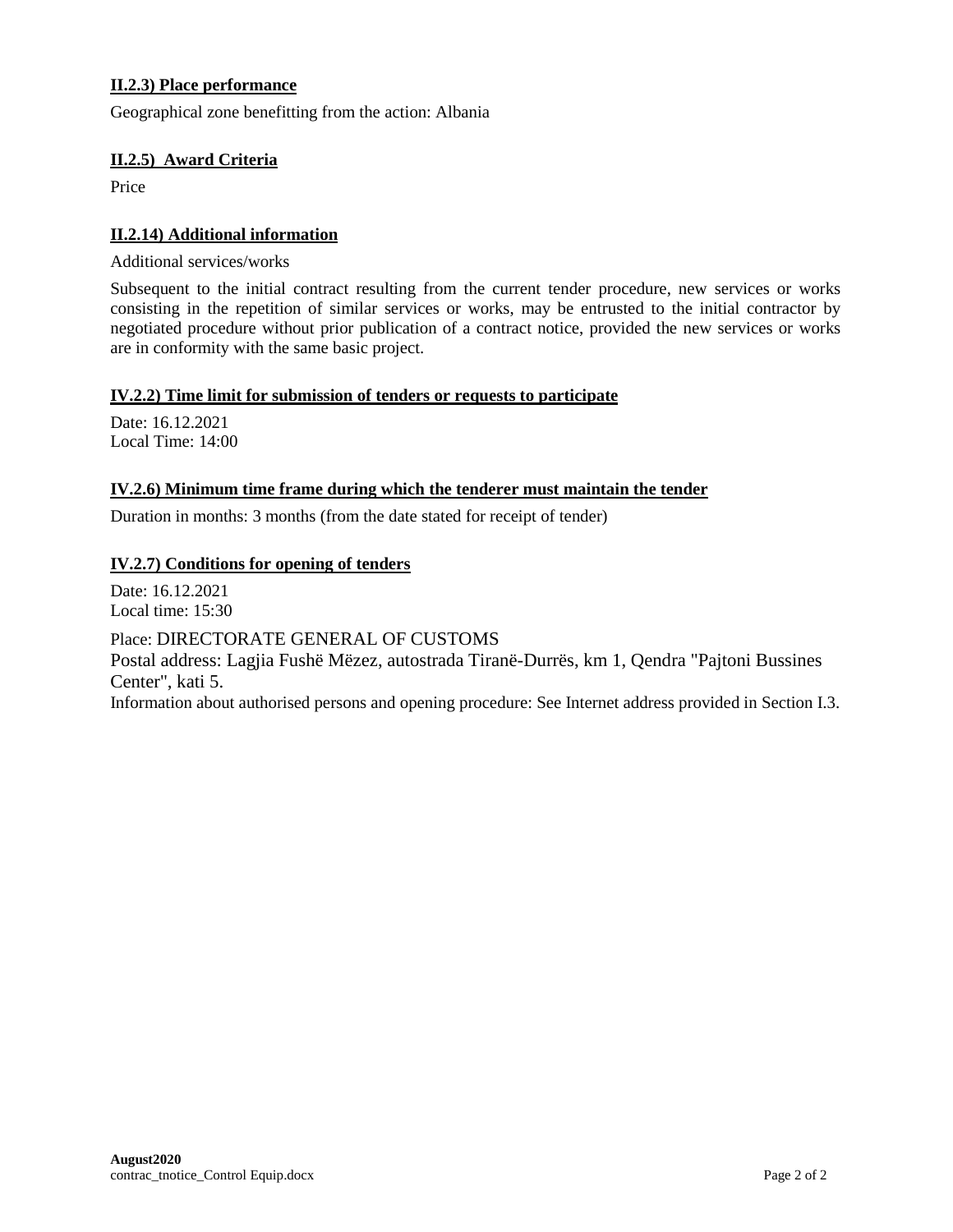**II.2.3) Place performance**

Geographical zone benefitting from the action: Albania

**II.2.5) Award Criteria**

Price

**II.2.14) Additional information**

Additional services/works

Subsequent to the initial contract resulting from the current tender procedure, new services or works consisting in the repetition of similar services or works, may be entrusted to the initial contractor by negotiated procedure without prior publication of a contract notice, provided the new services or works are in conformity with the same basic project.

**IV.2.2) Time limit for submission of tenders or requests to participate**

Date: 16.12.2021
Local Time: 14:00

**IV.2.6) Minimum time frame during which the tenderer must maintain the tender**

Duration in months: 3 months (from the date stated for receipt of tender)

**IV.2.7) Conditions for opening of tenders**

Date: 16.12.2021
Local time: 15:30

Place: DIRECTORATE GENERAL OF CUSTOMS
Postal address: Lagjia Fushë Mëzez, autostrada Tiranë-Durrës, km 1, Qendra "Pajtoni Bussines Center", kati 5.
Information about authorised persons and opening procedure: See Internet address provided in Section I.3.